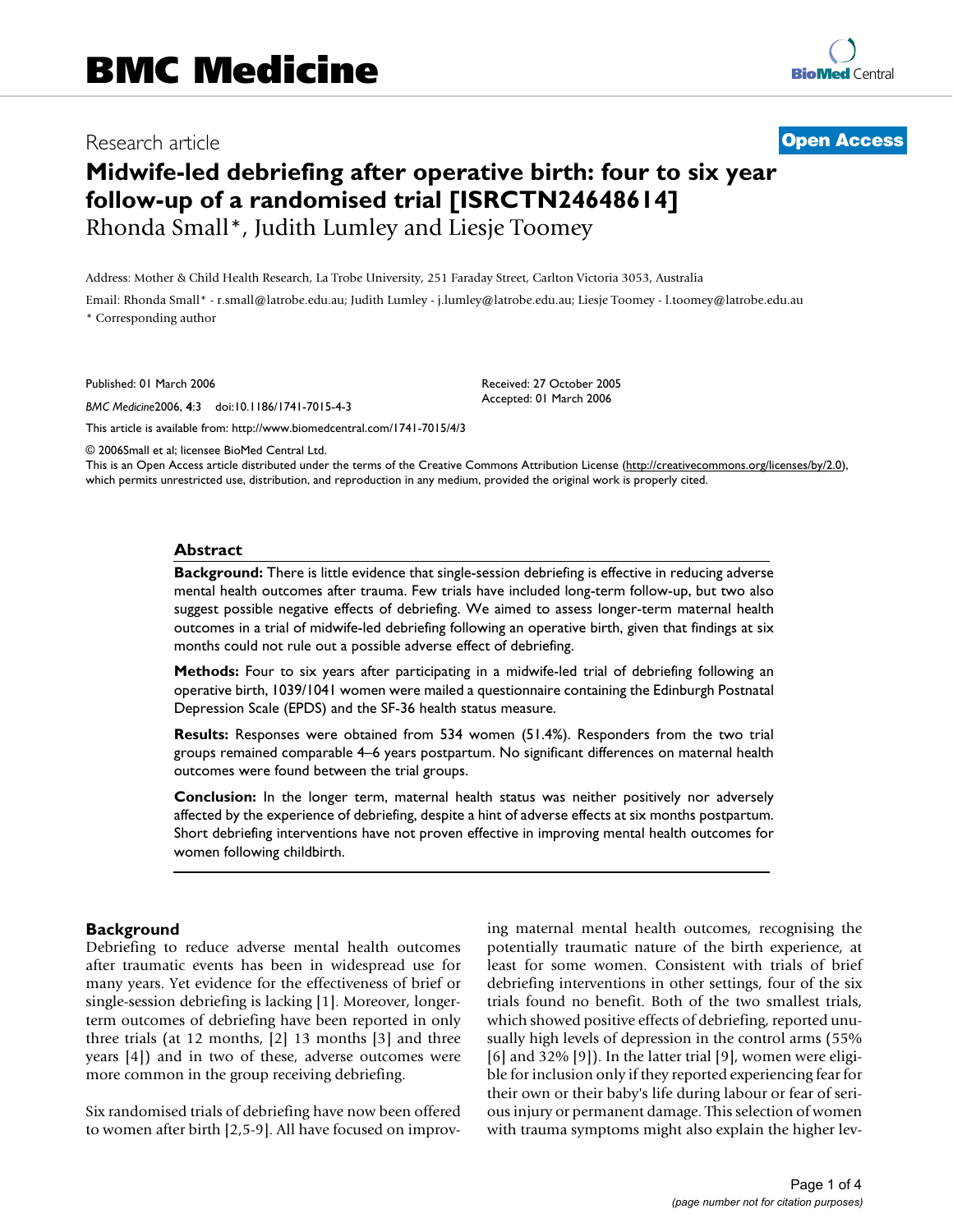# BMC Medicine

Research article

**Open Access**

# Midwife-led debriefing after operative birth: four to six year follow-up of a randomised trial [ISRCTN24648614]

Rhonda Small*, Judith Lumley and Liesje Toomey

Address: Mother & Child Health Research, La Trobe University, 251 Faraday Street, Carlton Victoria 3053, Australia

Email: Rhonda Small* - r.small@latrobe.edu.au; Judith Lumley - j.lumley@latrobe.edu.au; Liesje Toomey - l.toomey@latrobe.edu.au

* Corresponding author

Published: 01 March 2006

*BMC Medicine*2006, **4**:3 doi:10.1186/1741-7015-4-3

Received: 27 October 2005
Accepted: 01 March 2006

This article is available from: http://www.biomedcentral.com/1741-7015/4/3

© 2006Small et al; licensee BioMed Central Ltd.

This is an Open Access article distributed under the terms of the Creative Commons Attribution License (http://creativecommons.org/licenses/by/2.0), which permits unrestricted use, distribution, and reproduction in any medium, provided the original work is properly cited.

## Abstract

**Background:** There is little evidence that single-session debriefing is effective in reducing adverse mental health outcomes after trauma. Few trials have included long-term follow-up, but two also suggest possible negative effects of debriefing. We aimed to assess longer-term maternal health outcomes in a trial of midwife-led debriefing following an operative birth, given that findings at six months could not rule out a possible adverse effect of debriefing.

**Methods:** Four to six years after participating in a midwife-led trial of debriefing following an operative birth, 1039/1041 women were mailed a questionnaire containing the Edinburgh Postnatal Depression Scale (EPDS) and the SF-36 health status measure.

**Results:** Responses were obtained from 534 women (51.4%). Responders from the two trial groups remained comparable 4–6 years postpartum. No significant differences on maternal health outcomes were found between the trial groups.

**Conclusion:** In the longer term, maternal health status was neither positively nor adversely affected by the experience of debriefing, despite a hint of adverse effects at six months postpartum. Short debriefing interventions have not proven effective in improving mental health outcomes for women following childbirth.

## Background

Debriefing to reduce adverse mental health outcomes after traumatic events has been in widespread use for many years. Yet evidence for the effectiveness of brief or single-session debriefing is lacking [1]. Moreover, longer-term outcomes of debriefing have been reported in only three trials (at 12 months, [2] 13 months [3] and three years [4]) and in two of these, adverse outcomes were more common in the group receiving debriefing.

Six randomised trials of debriefing have now been offered to women after birth [2,5-9]. All have focused on improving maternal mental health outcomes, recognising the potentially traumatic nature of the birth experience, at least for some women. Consistent with trials of brief debriefing interventions in other settings, four of the six trials found no benefit. Both of the two smallest trials, which showed positive effects of debriefing, reported unusually high levels of depression in the control arms (55% [6] and 32% [9]). In the latter trial [9], women were eligible for inclusion only if they reported experiencing fear for their own or their baby's life during labour or fear of serious injury or permanent damage. This selection of women with trauma symptoms might also explain the higher lev-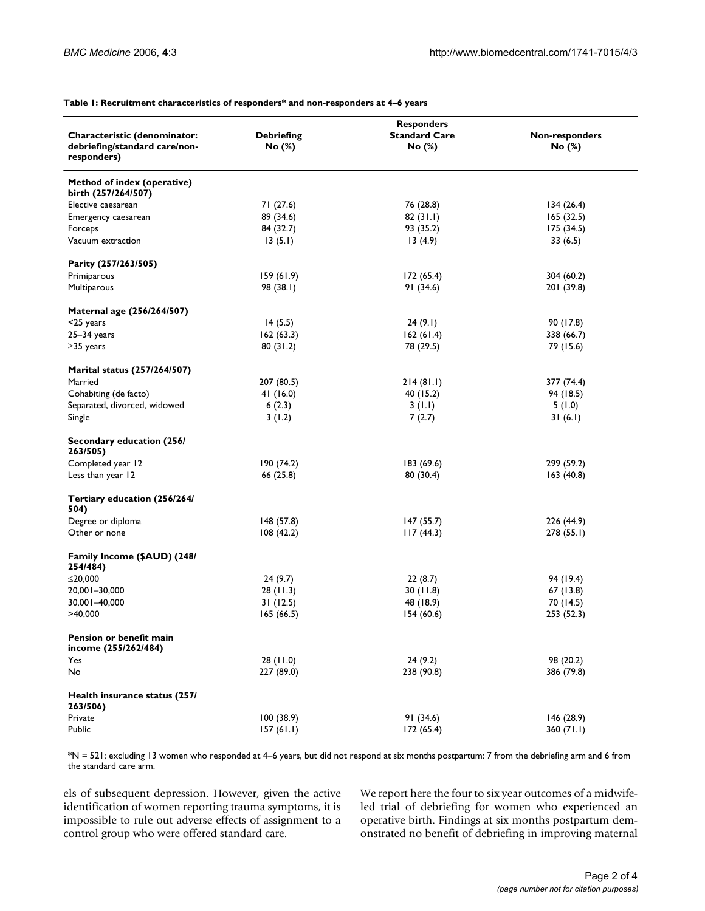**Table 1: Recruitment characteristics of responders* and non-responders at 4–6 years**

| Characteristic (denominator: debriefing/standard care/non-responders) | Responders | | Non-responders |
|---|---|---|---|
| | Debriefing No (%) | Standard Care No (%) | No (%) |
| **Method of index (operative) birth (257/264/507)** | | | |
| Elective caesarean | 71 (27.6) | 76 (28.8) | 134 (26.4) |
| Emergency caesarean | 89 (34.6) | 82 (31.1) | 165 (32.5) |
| Forceps | 84 (32.7) | 93 (35.2) | 175 (34.5) |
| Vacuum extraction | 13 (5.1) | 13 (4.9) | 33 (6.5) |
| **Parity (257/263/505)** | | | |
| Primiparous | 159 (61.9) | 172 (65.4) | 304 (60.2) |
| Multiparous | 98 (38.1) | 91 (34.6) | 201 (39.8) |
| **Maternal age (256/264/507)** | | | |
| <25 years | 14 (5.5) | 24 (9.1) | 90 (17.8) |
| 25–34 years | 162 (63.3) | 162 (61.4) | 338 (66.7) |
| ≥35 years | 80 (31.2) | 78 (29.5) | 79 (15.6) |
| **Marital status (257/264/507)** | | | |
| Married | 207 (80.5) | 214 (81.1) | 377 (74.4) |
| Cohabiting (de facto) | 41 (16.0) | 40 (15.2) | 94 (18.5) |
| Separated, divorced, widowed | 6 (2.3) | 3 (1.1) | 5 (1.0) |
| Single | 3 (1.2) | 7 (2.7) | 31 (6.1) |
| **Secondary education (256/263/505)** | | | |
| Completed year 12 | 190 (74.2) | 183 (69.6) | 299 (59.2) |
| Less than year 12 | 66 (25.8) | 80 (30.4) | 163 (40.8) |
| **Tertiary education (256/264/504)** | | | |
| Degree or diploma | 148 (57.8) | 147 (55.7) | 226 (44.9) |
| Other or none | 108 (42.2) | 117 (44.3) | 278 (55.1) |
| **Family Income ($AUD) (248/254/484)** | | | |
| ≤20,000 | 24 (9.7) | 22 (8.7) | 94 (19.4) |
| 20,001–30,000 | 28 (11.3) | 30 (11.8) | 67 (13.8) |
| 30,001–40,000 | 31 (12.5) | 48 (18.9) | 70 (14.5) |
| >40,000 | 165 (66.5) | 154 (60.6) | 253 (52.3) |
| **Pension or benefit main income (255/262/484)** | | | |
| Yes | 28 (11.0) | 24 (9.2) | 98 (20.2) |
| No | 227 (89.0) | 238 (90.8) | 386 (79.8) |
| **Health insurance status (257/263/506)** | | | |
| Private | 100 (38.9) | 91 (34.6) | 146 (28.9) |
| Public | 157 (61.1) | 172 (65.4) | 360 (71.1) |

*N = 521; excluding 13 women who responded at 4–6 years, but did not respond at six months postpartum: 7 from the debriefing arm and 6 from the standard care arm.

els of subsequent depression. However, given the active identification of women reporting trauma symptoms, it is impossible to rule out adverse effects of assignment to a control group who were offered standard care.

We report here the four to six year outcomes of a midwife-led trial of debriefing for women who experienced an operative birth. Findings at six months postpartum demonstrated no benefit of debriefing in improving maternal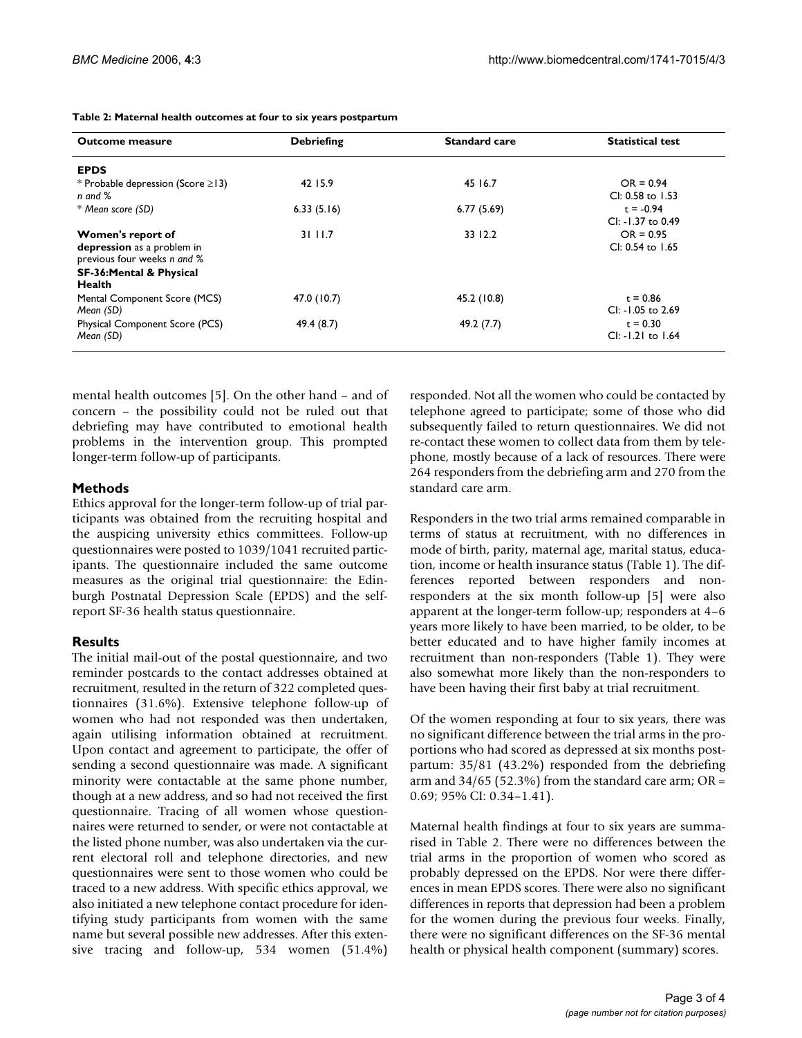**Table 2: Maternal health outcomes at four to six years postpartum**

| Outcome measure | Debriefing | Standard care | Statistical test |
|---|---|---|---|
| **EPDS** | | | |
| * Probable depression (Score ≥13) *n and %* | 42 15.9 | 45 16.7 | OR = 0.94 CI: 0.58 to 1.53 |
| * *Mean score (SD)* | 6.33 (5.16) | 6.77 (5.69) | t = -0.94 CI: -1.37 to 0.49 |
| **Women's report of depression** as a problem in previous four weeks *n and %* | 31 11.7 | 33 12.2 | OR = 0.95 CI: 0.54 to 1.65 |
| **SF-36:Mental & Physical Health** | | | |
| Mental Component Score (MCS) *Mean (SD)* | 47.0 (10.7) | 45.2 (10.8) | t = 0.86 CI: -1.05 to 2.69 |
| Physical Component Score (PCS) *Mean (SD)* | 49.4 (8.7) | 49.2 (7.7) | t = 0.30 CI: -1.21 to 1.64 |

mental health outcomes [5]. On the other hand – and of concern – the possibility could not be ruled out that debriefing may have contributed to emotional health problems in the intervention group. This prompted longer-term follow-up of participants.

## Methods

Ethics approval for the longer-term follow-up of trial participants was obtained from the recruiting hospital and the auspicing university ethics committees. Follow-up questionnaires were posted to 1039/1041 recruited participants. The questionnaire included the same outcome measures as the original trial questionnaire: the Edinburgh Postnatal Depression Scale (EPDS) and the self-report SF-36 health status questionnaire.

## Results

The initial mail-out of the postal questionnaire, and two reminder postcards to the contact addresses obtained at recruitment, resulted in the return of 322 completed questionnaires (31.6%). Extensive telephone follow-up of women who had not responded was then undertaken, again utilising information obtained at recruitment. Upon contact and agreement to participate, the offer of sending a second questionnaire was made. A significant minority were contactable at the same phone number, though at a new address, and so had not received the first questionnaire. Tracing of all women whose questionnaires were returned to sender, or were not contactable at the listed phone number, was also undertaken via the current electoral roll and telephone directories, and new questionnaires were sent to those women who could be traced to a new address. With specific ethics approval, we also initiated a new telephone contact procedure for identifying study participants from women with the same name but several possible new addresses. After this extensive tracing and follow-up, 534 women (51.4%) responded. Not all the women who could be contacted by telephone agreed to participate; some of those who did subsequently failed to return questionnaires. We did not re-contact these women to collect data from them by telephone, mostly because of a lack of resources. There were 264 responders from the debriefing arm and 270 from the standard care arm.

Responders in the two trial arms remained comparable in terms of status at recruitment, with no differences in mode of birth, parity, maternal age, marital status, education, income or health insurance status (Table 1). The differences reported between responders and non-responders at the six month follow-up [5] were also apparent at the longer-term follow-up; responders at 4–6 years more likely to have been married, to be older, to be better educated and to have higher family incomes at recruitment than non-responders (Table 1). They were also somewhat more likely than the non-responders to have been having their first baby at trial recruitment.

Of the women responding at four to six years, there was no significant difference between the trial arms in the proportions who had scored as depressed at six months postpartum: 35/81 (43.2%) responded from the debriefing arm and 34/65 (52.3%) from the standard care arm; OR = 0.69; 95% CI: 0.34–1.41).

Maternal health findings at four to six years are summarised in Table 2. There were no differences between the trial arms in the proportion of women who scored as probably depressed on the EPDS. Nor were there differences in mean EPDS scores. There were also no significant differences in reports that depression had been a problem for the women during the previous four weeks. Finally, there were no significant differences on the SF-36 mental health or physical health component (summary) scores.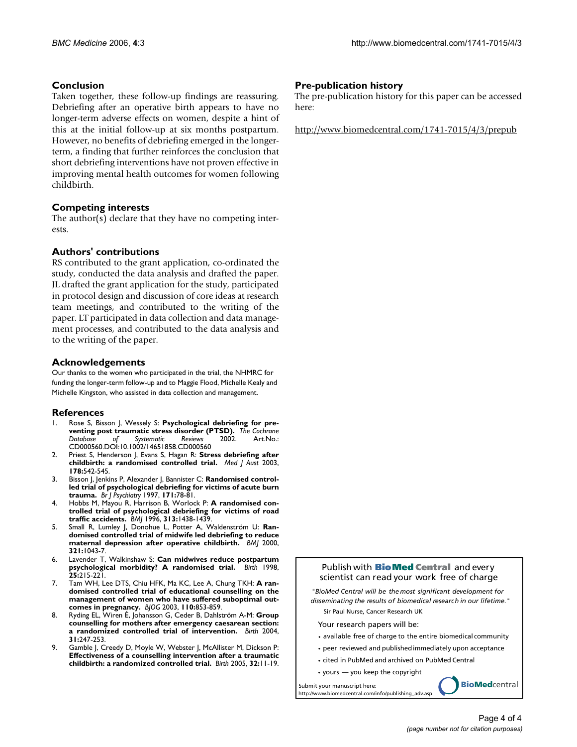## Conclusion

Taken together, these follow-up findings are reassuring. Debriefing after an operative birth appears to have no longer-term adverse effects on women, despite a hint of this at the initial follow-up at six months postpartum. However, no benefits of debriefing emerged in the longer-term, a finding that further reinforces the conclusion that short debriefing interventions have not proven effective in improving mental health outcomes for women following childbirth.

## Competing interests

The author(s) declare that they have no competing interests.

## Authors' contributions

RS contributed to the grant application, co-ordinated the study, conducted the data analysis and drafted the paper. JL drafted the grant application for the study, participated in protocol design and discussion of core ideas at research team meetings, and contributed to the writing of the paper. LT participated in data collection and data management processes, and contributed to the data analysis and to the writing of the paper.

## Acknowledgements

Our thanks to the women who participated in the trial, the NHMRC for funding the longer-term follow-up and to Maggie Flood, Michelle Kealy and Michelle Kingston, who assisted in data collection and management.

## References

1. Rose S, Bisson J, Wessely S: **Psychological debriefing for preventing post traumatic stress disorder (PTSD).** *The Cochrane Database of Systematic Reviews* 2002. Art.No.: CD000560.DOI:10.1002/14651858.CD000560
2. Priest S, Henderson J, Evans S, Hagan R: **Stress debriefing after childbirth: a randomised controlled trial.** *Med J Aust* 2003, **178:**542-545.
3. Bisson J, Jenkins P, Alexander J, Bannister C: **Randomised controlled trial of psychological debriefing for victims of acute burn trauma.** *Br J Psychiatry* 1997, **171:**78-81.
4. Hobbs M, Mayou R, Harrison B, Worlock P: **A randomised controlled trial of psychological debriefing for victims of road traffic accidents.** *BMJ* 1996, **313:**1438-1439.
5. Small R, Lumley J, Donohue L, Potter A, Waldenström U: **Randomised controlled trial of midwife led debriefing to reduce maternal depression after operative childbirth.** *BMJ* 2000, **321:**1043-7.
6. Lavender T, Walkinshaw S: **Can midwives reduce postpartum psychological morbidity? A randomised trial.** *Birth* 1998, **25:**215-221.
7. Tam WH, Lee DTS, Chiu HFK, Ma KC, Lee A, Chung TKH: **A randomised controlled trial of educational counselling on the management of women who have suffered suboptimal outcomes in pregnancy.** *BJOG* 2003, **110:**853-859.
8. Ryding EL, Wiren É, Johansson G, Ceder B, Dahlström A-M: **Group counselling for mothers after emergency caesarean section: a randomized controlled trial of intervention.** *Birth* 2004, **31:**247-253.
9. Gamble J, Creedy D, Moyle W, Webster J, McAllister M, Dickson P: **Effectiveness of a counselling intervention after a traumatic childbirth: a randomized controlled trial.** *Birth* 2005, **32:**11-19.

## Pre-publication history

The pre-publication history for this paper can be accessed here:

http://www.biomedcentral.com/1741-7015/4/3/prepub

Publish with **BioMed Central** and every scientist can read your work free of charge

*"BioMed Central will be the most significant development for disseminating the results of biomedical research in our lifetime."*

Sir Paul Nurse, Cancer Research UK

Your research papers will be:

- available free of charge to the entire biomedical community
- peer reviewed and published immediately upon acceptance
- cited in PubMed and archived on PubMed Central
- yours — you keep the copyright

Submit your manuscript here:
http://www.biomedcentral.com/info/publishing_adv.asp

BioMedcentral